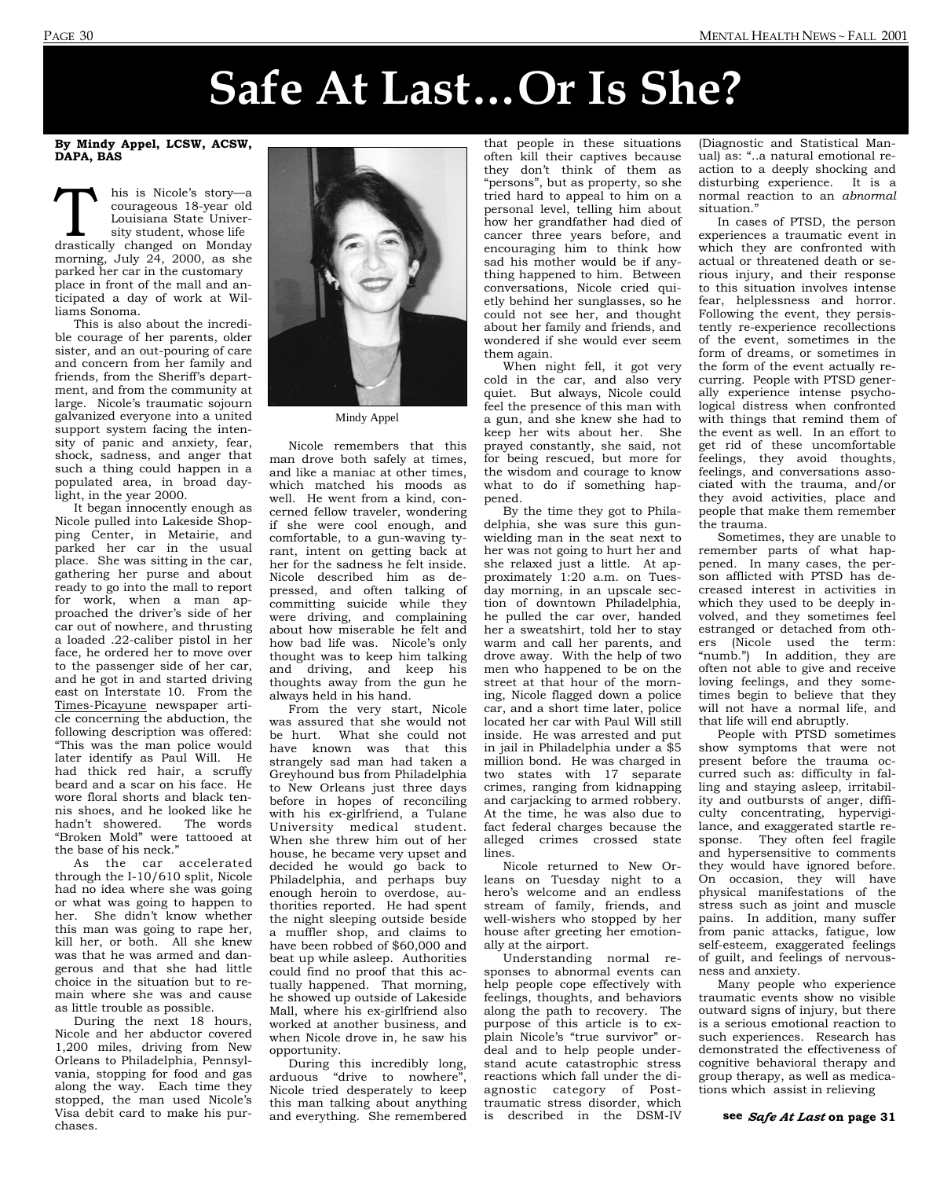# Safe At Last…Or Is She?

**By Mindy Appel, LCSW, ACSW, DAPA, BAS**

This is Nicole's story—a courageous 18-year old Louisiana State University student, whose life drastically changed on Monday morning, July 24, 2000, as she parked her car in the customary place in front of the mall and anticipated a day of work at Williams Sonoma.

This is also about the incredible courage of her parents, older sister, and an out-pouring of care and concern from her family and friends, from the Sheriff's department, and from the community at large. Nicole's traumatic sojourn galvanized everyone into a united support system facing the intensity of panic and anxiety, fear, shock, sadness, and anger that such a thing could happen in a populated area, in broad daylight, in the year 2000.

It began innocently enough as Nicole pulled into Lakeside Shopping Center, in Metairie, and parked her car in the usual place. She was sitting in the car, gathering her purse and about ready to go into the mall to report for work, when a man approached the driver's side of her car out of nowhere, and thrusting a loaded .22-caliber pistol in her face, he ordered her to move over to the passenger side of her car, and he got in and started driving east on Interstate 10. From the Times-Picayune newspaper article concerning the abduction, the following description was offered: "This was the man police would later identify as Paul Will. He had thick red hair, a scruffy beard and a scar on his face. He wore floral shorts and black tennis shoes, and he looked like he hadn't showered. The words "Broken Mold" were tattooed at the base of his neck."

As the car accelerated through the I-10/610 split, Nicole had no idea where she was going or what was going to happen to her. She didn't know whether this man was going to rape her, kill her, or both. All she knew was that he was armed and dangerous and that she had little choice in the situation but to remain where she was and cause as little trouble as possible.

During the next 18 hours, Nicole and her abductor covered 1,200 miles, driving from New Orleans to Philadelphia, Pennsylvania, stopping for food and gas along the way. Each time they stopped, the man used Nicole's Visa debit card to make his purchases.

Mindy Appel

Nicole remembers that this man drove both safely at times, and like a maniac at other times, which matched his moods as well. He went from a kind, concerned fellow traveler, wondering if she were cool enough, and comfortable, to a gun-waving tyrant, intent on getting back at her for the sadness he felt inside. Nicole described him as depressed, and often talking of committing suicide while they were driving, and complaining about how miserable he felt and how bad life was. Nicole's only thought was to keep him talking and driving, and keep his thoughts away from the gun he always held in his hand.

From the very start, Nicole was assured that she would not be hurt. What she could not have known was that this strangely sad man had taken a Greyhound bus from Philadelphia to New Orleans just three days before in hopes of reconciling with his ex-girlfriend, a Tulane University medical student. When she threw him out of her house, he became very upset and decided he would go back to Philadelphia, and perhaps buy enough heroin to overdose, authorities reported. He had spent the night sleeping outside beside a muffler shop, and claims to have been robbed of $60,000 and beat up while asleep. Authorities could find no proof that this actually happened. That morning, he showed up outside of Lakeside Mall, where his ex-girlfriend also worked at another business, and when Nicole drove in, he saw his opportunity.

During this incredibly long, arduous "drive to nowhere", Nicole tried desperately to keep this man talking about anything and everything. She remembered that people in these situations often kill their captives because they don't think of them as "persons", but as property, so she tried hard to appeal to him on a personal level, telling him about how her grandfather had died of cancer three years before, and encouraging him to think how sad his mother would be if anything happened to him. Between conversations, Nicole cried quietly behind her sunglasses, so he could not see her, and thought about her family and friends, and wondered if she would ever seem them again.

When night fell, it got very cold in the car, and also very quiet. But always, Nicole could feel the presence of this man with a gun, and she knew she had to keep her wits about her. She prayed constantly, she said, not for being rescued, but more for the wisdom and courage to know what to do if something happened.

By the time they got to Philadelphia, she was sure this gun-wielding man in the seat next to her was not going to hurt her and she relaxed just a little. At approximately 1:20 a.m. on Tuesday morning, in an upscale section of downtown Philadelphia, he pulled the car over, handed her a sweatshirt, told her to stay warm and call her parents, and drove away. With the help of two men who happened to be on the street at that hour of the morning, Nicole flagged down a police car, and a short time later, police located her car with Paul Will still inside. He was arrested and put in jail in Philadelphia under a $5 million bond. He was charged in two states with 17 separate crimes, ranging from kidnapping and carjacking to armed robbery. At the time, he was also due to fact federal charges because the alleged crimes crossed state lines.

Nicole returned to New Orleans on Tuesday night to a hero's welcome and an endless stream of family, friends, and well-wishers who stopped by her house after greeting her emotionally at the airport.

Understanding normal responses to abnormal events can help people cope effectively with feelings, thoughts, and behaviors along the path to recovery. The purpose of this article is to explain Nicole's "true survivor" ordeal and to help people understand acute catastrophic stress reactions which fall under the diagnostic category of Post-traumatic stress disorder, which is described in the DSM-IV (Diagnostic and Statistical Manual) as: "..a natural emotional reaction to a deeply shocking and disturbing experience. It is a normal reaction to an *abnormal* situation."

In cases of PTSD, the person experiences a traumatic event in which they are confronted with actual or threatened death or serious injury, and their response to this situation involves intense fear, helplessness and horror. Following the event, they persistently re-experience recollections of the event, sometimes in the form of dreams, or sometimes in the form of the event actually recurring. People with PTSD generally experience intense psychological distress when confronted with things that remind them of the event as well. In an effort to get rid of these uncomfortable feelings, they avoid thoughts, feelings, and conversations associated with the trauma, and/or they avoid activities, place and people that make them remember the trauma.

Sometimes, they are unable to remember parts of what happened. In many cases, the person afflicted with PTSD has decreased interest in activities in which they used to be deeply involved, and they sometimes feel estranged or detached from others (Nicole used the term: "numb.") In addition, they are often not able to give and receive loving feelings, and they sometimes begin to believe that they will not have a normal life, and that life will end abruptly.

People with PTSD sometimes show symptoms that were not present before the trauma occurred such as: difficulty in falling and staying asleep, irritability and outbursts of anger, difficulty concentrating, hypervigilance, and exaggerated startle response. They often feel fragile and hypersensitive to comments they would have ignored before. On occasion, they will have physical manifestations of the stress such as joint and muscle pains. In addition, many suffer from panic attacks, fatigue, low self-esteem, exaggerated feelings of guilt, and feelings of nervousness and anxiety.

Many people who experience traumatic events show no visible outward signs of injury, but there is a serious emotional reaction to such experiences. Research has demonstrated the effectiveness of cognitive behavioral therapy and group therapy, as well as medications which assist in relieving

**see *Safe At Last* on page 31**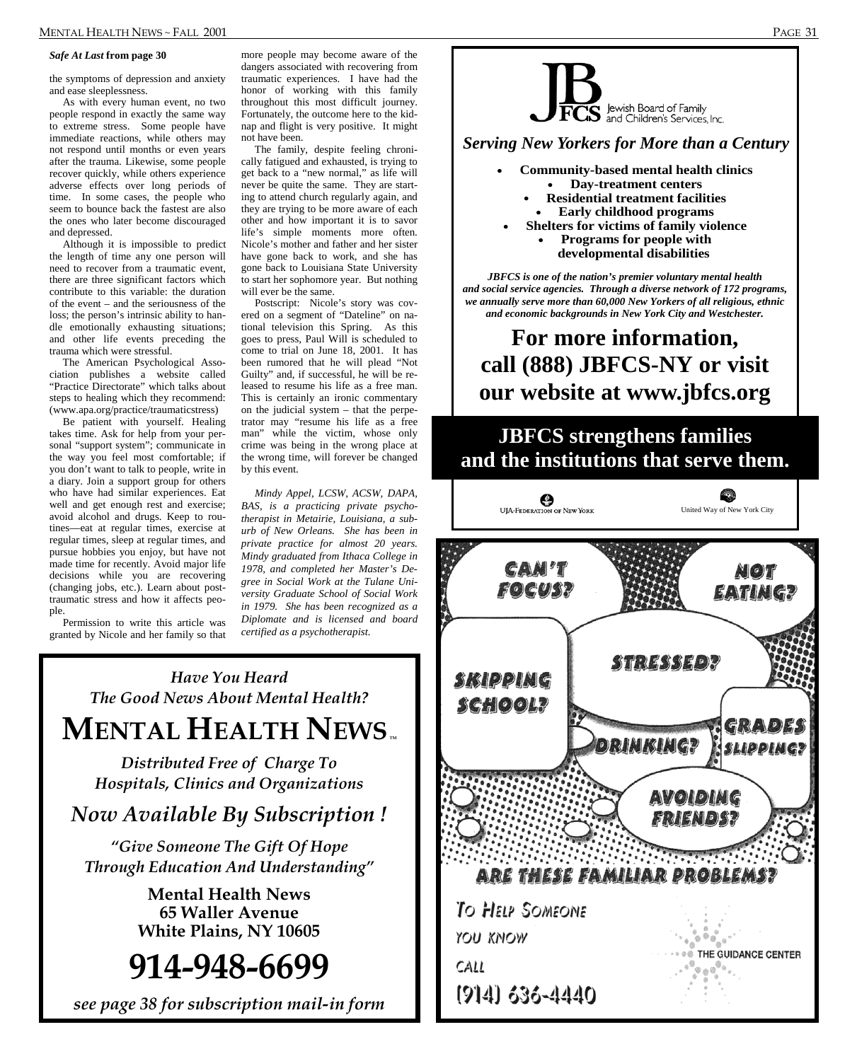***Safe At Last* from page 30**

the symptoms of depression and anxiety and ease sleeplessness.

As with every human event, no two people respond in exactly the same way to extreme stress. Some people have immediate reactions, while others may not respond until months or even years after the trauma. Likewise, some people recover quickly, while others experience adverse effects over long periods of time. In some cases, the people who seem to bounce back the fastest are also the ones who later become discouraged and depressed.

Although it is impossible to predict the length of time any one person will need to recover from a traumatic event, there are three significant factors which contribute to this variable: the duration of the event – and the seriousness of the loss; the person's intrinsic ability to handle emotionally exhausting situations; and other life events preceding the trauma which were stressful.

The American Psychological Association publishes a website called "Practice Directorate" which talks about steps to healing which they recommend: (www.apa.org/practice/traumaticstress)

Be patient with yourself. Healing takes time. Ask for help from your personal "support system"; communicate in the way you feel most comfortable; if you don't want to talk to people, write in a diary. Join a support group for others who have had similar experiences. Eat well and get enough rest and exercise; avoid alcohol and drugs. Keep to routines—eat at regular times, exercise at regular times, sleep at regular times, and pursue hobbies you enjoy, but have not made time for recently. Avoid major life decisions while you are recovering (changing jobs, etc.). Learn about post-traumatic stress and how it affects people.

Permission to write this article was granted by Nicole and her family so that more people may become aware of the dangers associated with recovering from traumatic experiences. I have had the honor of working with this family throughout this most difficult journey. Fortunately, the outcome here to the kidnap and flight is very positive. It might not have been.

The family, despite feeling chronically fatigued and exhausted, is trying to get back to a "new normal," as life will never be quite the same. They are starting to attend church regularly again, and they are trying to be more aware of each other and how important it is to savor life's simple moments more often. Nicole's mother and father and her sister have gone back to work, and she has gone back to Louisiana State University to start her sophomore year. But nothing will ever be the same.

Postscript: Nicole's story was covered on a segment of "Dateline" on national television this Spring. As this goes to press, Paul Will is scheduled to come to trial on June 18, 2001. It has been rumored that he will plead "Not Guilty" and, if successful, he will be released to resume his life as a free man. This is certainly an ironic commentary on the judicial system – that the perpetrator may "resume his life as a free man" while the victim, whose only crime was being in the wrong place at the wrong time, will forever be changed by this event.

*Mindy Appel, LCSW, ACSW, DAPA, BAS, is a practicing private psychotherapist in Metairie, Louisiana, a suburb of New Orleans. She has been in private practice for almost 20 years. Mindy graduated from Ithaca College in 1978, and completed her Master's Degree in Social Work at the Tulane University Graduate School of Social Work in 1979. She has been recognized as a Diplomate and is licensed and board certified as a psychotherapist.*

---

*Have You Heard*
*The Good News About Mental Health?*

# MENTAL HEALTH NEWS™

*Distributed Free of Charge To Hospitals, Clinics and Organizations*

*Now Available By Subscription !*

*"Give Someone The Gift Of Hope Through Education And Understanding"*

**Mental Health News**
**65 Waller Avenue**
**White Plains, NY 10605**

# 914-948-6699

*see page 38 for subscription mail-in form*

---

JBFCS Jewish Board of Family and Children's Services, Inc.

***Serving New Yorkers for More than a Century***

- **Community-based mental health clinics**
- **Day-treatment centers**
- **Residential treatment facilities**
- **Early childhood programs**
- **Shelters for victims of family violence**
- **Programs for people with developmental disabilities**

***JBFCS is one of the nation's premier voluntary mental health and social service agencies. Through a diverse network of 172 programs, we annually serve more than 60,000 New Yorkers of all religious, ethnic and economic backgrounds in New York City and Westchester.***

## For more information, call (888) JBFCS-NY or visit our website at www.jbfcs.org

## JBFCS strengthens families and the institutions that serve them.

UJA-Federation of New York

United Way of New York City

---

CAN'T FOCUS?

NOT EATING?

STRESSED?

SKIPPING SCHOOL?

GRADES SLIPPING?

DRINKING?

AVOIDING FRIENDS?

ARE THESE FAMILIAR PROBLEMS?

TO HELP SOMEONE YOU KNOW CALL (914) 636-4440

THE GUIDANCE CENTER